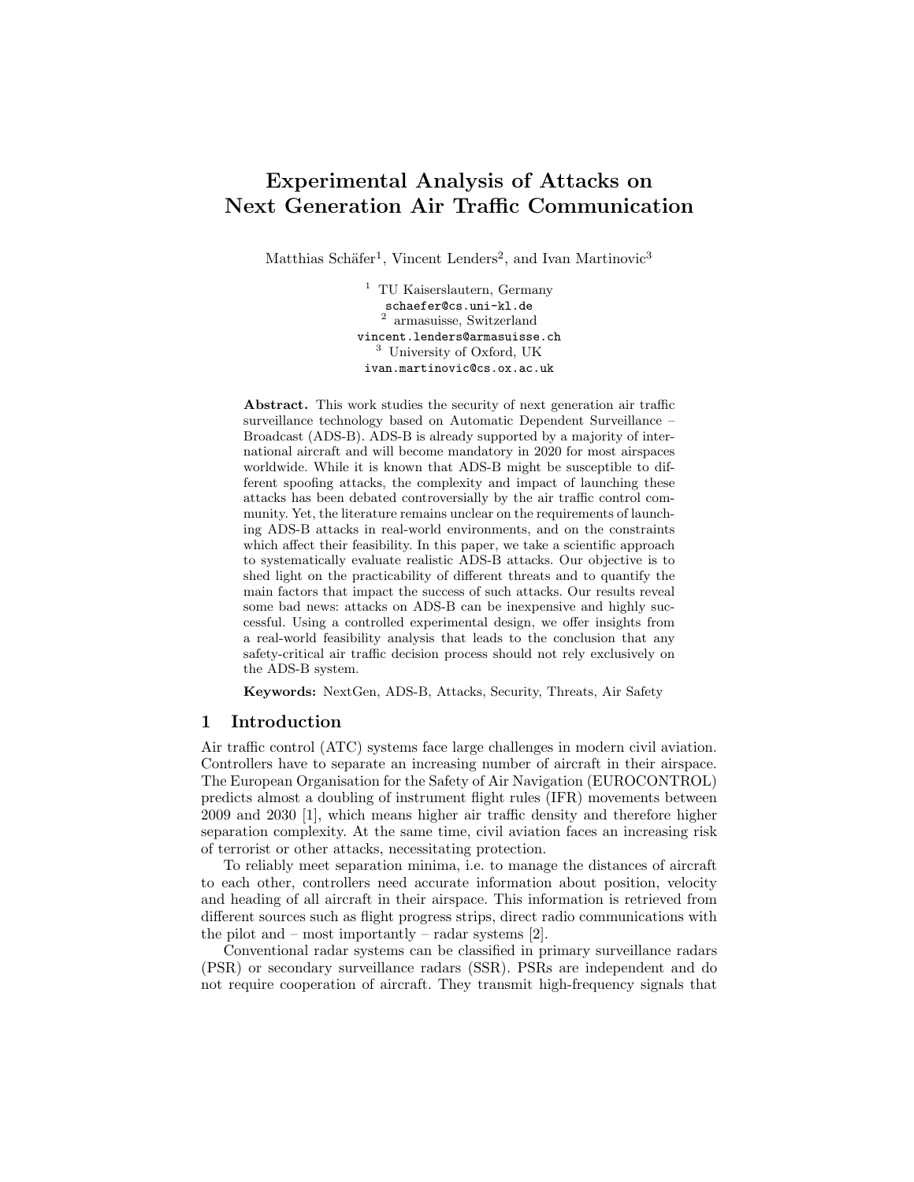# Experimental Analysis of Attacks on Next Generation Air Traffic Communication

Matthias Schäfer[1], Vincent Lenders[2], and Ivan Martinovic[3]

[1] TU Kaiserslautern, Germany
schaefer@cs.uni-kl.de
[2] armasuisse, Switzerland
vincent.lenders@armasuisse.ch
[3] University of Oxford, UK
ivan.martinovic@cs.ox.ac.uk

**Abstract.** This work studies the security of next generation air traffic surveillance technology based on Automatic Dependent Surveillance – Broadcast (ADS-B). ADS-B is already supported by a majority of international aircraft and will become mandatory in 2020 for most airspaces worldwide. While it is known that ADS-B might be susceptible to different spoofing attacks, the complexity and impact of launching these attacks has been debated controversially by the air traffic control community. Yet, the literature remains unclear on the requirements of launching ADS-B attacks in real-world environments, and on the constraints which affect their feasibility. In this paper, we take a scientific approach to systematically evaluate realistic ADS-B attacks. Our objective is to shed light on the practicability of different threats and to quantify the main factors that impact the success of such attacks. Our results reveal some bad news: attacks on ADS-B can be inexpensive and highly successful. Using a controlled experimental design, we offer insights from a real-world feasibility analysis that leads to the conclusion that any safety-critical air traffic decision process should not rely exclusively on the ADS-B system.

**Keywords:** NextGen, ADS-B, Attacks, Security, Threats, Air Safety

## 1 Introduction

Air traffic control (ATC) systems face large challenges in modern civil aviation. Controllers have to separate an increasing number of aircraft in their airspace. The European Organisation for the Safety of Air Navigation (EUROCONTROL) predicts almost a doubling of instrument flight rules (IFR) movements between 2009 and 2030 [1], which means higher air traffic density and therefore higher separation complexity. At the same time, civil aviation faces an increasing risk of terrorist or other attacks, necessitating protection.

To reliably meet separation minima, i.e. to manage the distances of aircraft to each other, controllers need accurate information about position, velocity and heading of all aircraft in their airspace. This information is retrieved from different sources such as flight progress strips, direct radio communications with the pilot and – most importantly – radar systems [2].

Conventional radar systems can be classified in primary surveillance radars (PSR) or secondary surveillance radars (SSR). PSRs are independent and do not require cooperation of aircraft. They transmit high-frequency signals that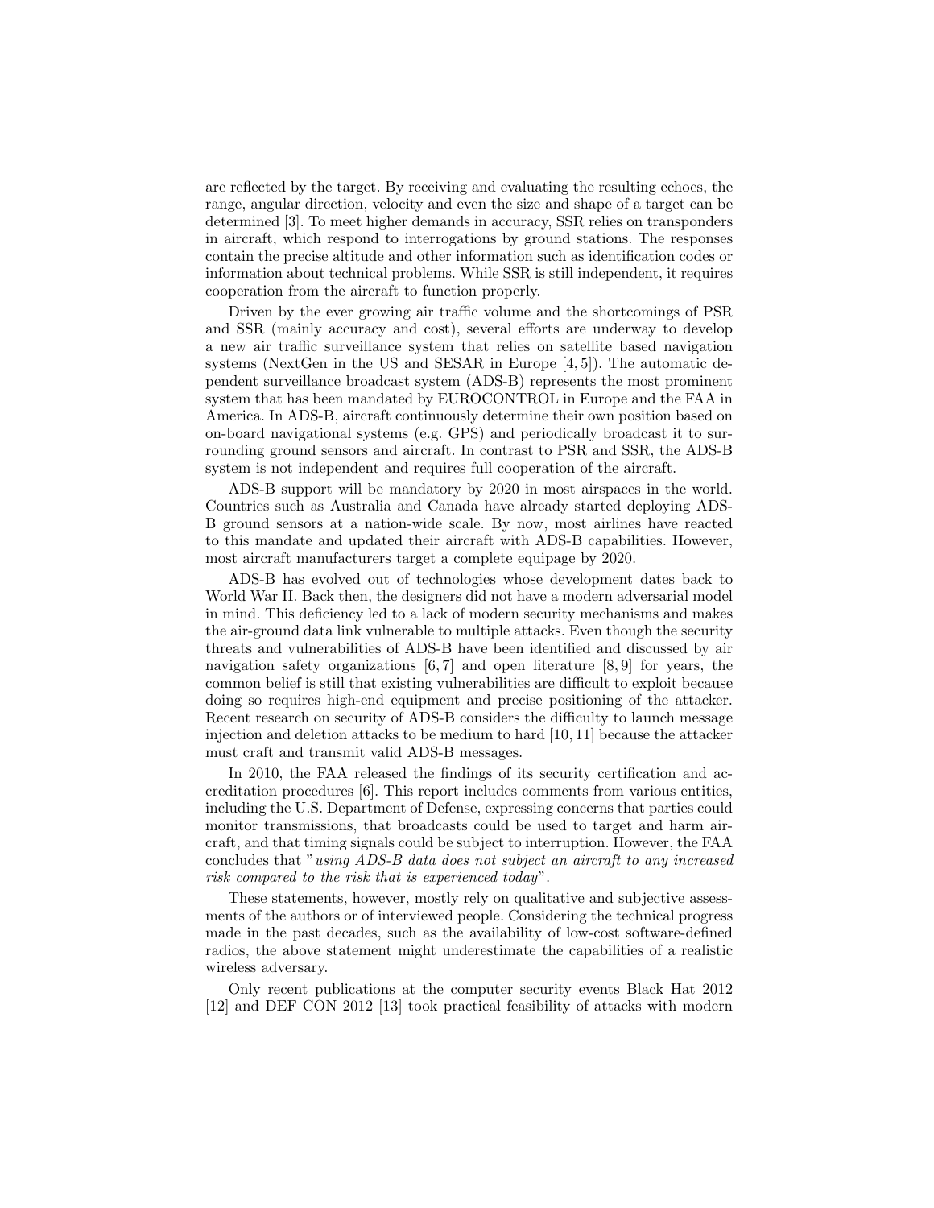are reflected by the target. By receiving and evaluating the resulting echoes, the range, angular direction, velocity and even the size and shape of a target can be determined [3]. To meet higher demands in accuracy, SSR relies on transponders in aircraft, which respond to interrogations by ground stations. The responses contain the precise altitude and other information such as identification codes or information about technical problems. While SSR is still independent, it requires cooperation from the aircraft to function properly.

Driven by the ever growing air traffic volume and the shortcomings of PSR and SSR (mainly accuracy and cost), several efforts are underway to develop a new air traffic surveillance system that relies on satellite based navigation systems (NextGen in the US and SESAR in Europe [4, 5]). The automatic dependent surveillance broadcast system (ADS-B) represents the most prominent system that has been mandated by EUROCONTROL in Europe and the FAA in America. In ADS-B, aircraft continuously determine their own position based on on-board navigational systems (e.g. GPS) and periodically broadcast it to surrounding ground sensors and aircraft. In contrast to PSR and SSR, the ADS-B system is not independent and requires full cooperation of the aircraft.

ADS-B support will be mandatory by 2020 in most airspaces in the world. Countries such as Australia and Canada have already started deploying ADS-B ground sensors at a nation-wide scale. By now, most airlines have reacted to this mandate and updated their aircraft with ADS-B capabilities. However, most aircraft manufacturers target a complete equipage by 2020.

ADS-B has evolved out of technologies whose development dates back to World War II. Back then, the designers did not have a modern adversarial model in mind. This deficiency led to a lack of modern security mechanisms and makes the air-ground data link vulnerable to multiple attacks. Even though the security threats and vulnerabilities of ADS-B have been identified and discussed by air navigation safety organizations [6, 7] and open literature [8, 9] for years, the common belief is still that existing vulnerabilities are difficult to exploit because doing so requires high-end equipment and precise positioning of the attacker. Recent research on security of ADS-B considers the difficulty to launch message injection and deletion attacks to be medium to hard [10, 11] because the attacker must craft and transmit valid ADS-B messages.

In 2010, the FAA released the findings of its security certification and accreditation procedures [6]. This report includes comments from various entities, including the U.S. Department of Defense, expressing concerns that parties could monitor transmissions, that broadcasts could be used to target and harm aircraft, and that timing signals could be subject to interruption. However, the FAA concludes that "*using ADS-B data does not subject an aircraft to any increased risk compared to the risk that is experienced today*".

These statements, however, mostly rely on qualitative and subjective assessments of the authors or of interviewed people. Considering the technical progress made in the past decades, such as the availability of low-cost software-defined radios, the above statement might underestimate the capabilities of a realistic wireless adversary.

Only recent publications at the computer security events Black Hat 2012 [12] and DEF CON 2012 [13] took practical feasibility of attacks with modern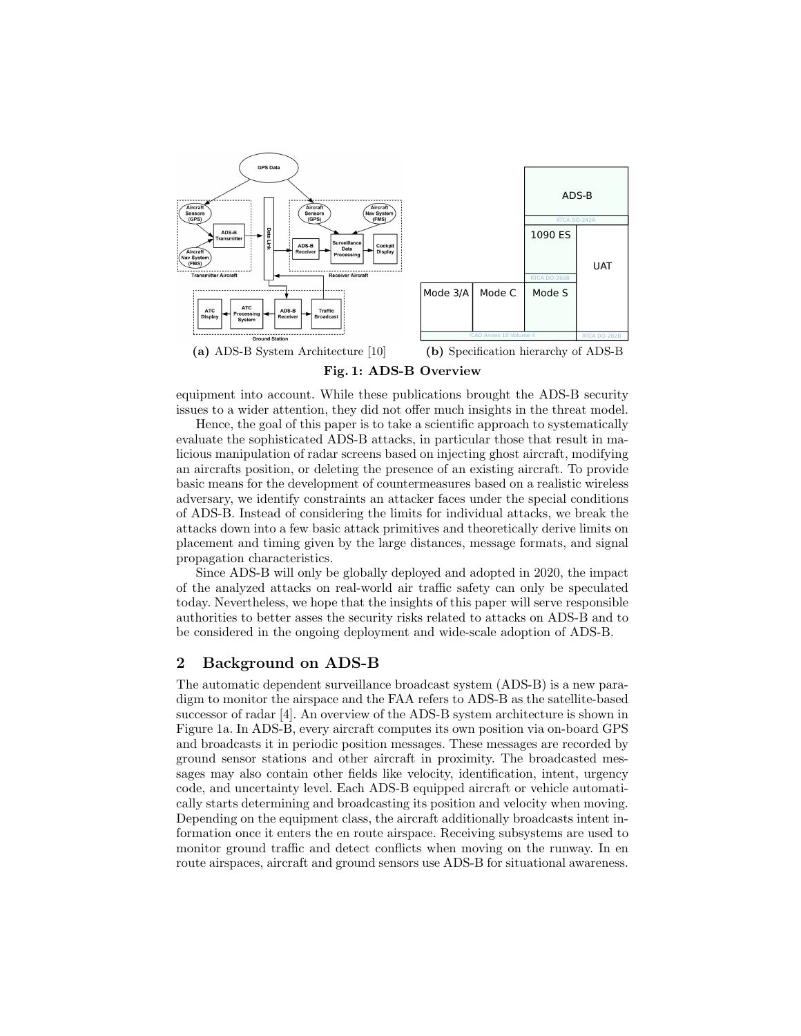(a) ADS-B System Architecture [10]

(b) Specification hierarchy of ADS-B

**Fig. 1: ADS-B Overview**

equipment into account. While these publications brought the ADS-B security issues to a wider attention, they did not offer much insights in the threat model.

Hence, the goal of this paper is to take a scientific approach to systematically evaluate the sophisticated ADS-B attacks, in particular those that result in malicious manipulation of radar screens based on injecting ghost aircraft, modifying an aircrafts position, or deleting the presence of an existing aircraft. To provide basic means for the development of countermeasures based on a realistic wireless adversary, we identify constraints an attacker faces under the special conditions of ADS-B. Instead of considering the limits for individual attacks, we break the attacks down into a few basic attack primitives and theoretically derive limits on placement and timing given by the large distances, message formats, and signal propagation characteristics.

Since ADS-B will only be globally deployed and adopted in 2020, the impact of the analyzed attacks on real-world air traffic safety can only be speculated today. Nevertheless, we hope that the insights of this paper will serve responsible authorities to better asses the security risks related to attacks on ADS-B and to be considered in the ongoing deployment and wide-scale adoption of ADS-B.

## 2 Background on ADS-B

The automatic dependent surveillance broadcast system (ADS-B) is a new paradigm to monitor the airspace and the FAA refers to ADS-B as the satellite-based successor of radar [4]. An overview of the ADS-B system architecture is shown in Figure 1a. In ADS-B, every aircraft computes its own position via on-board GPS and broadcasts it in periodic position messages. These messages are recorded by ground sensor stations and other aircraft in proximity. The broadcasted messages may also contain other fields like velocity, identification, intent, urgency code, and uncertainty level. Each ADS-B equipped aircraft or vehicle automatically starts determining and broadcasting its position and velocity when moving. Depending on the equipment class, the aircraft additionally broadcasts intent information once it enters the en route airspace. Receiving subsystems are used to monitor ground traffic and detect conflicts when moving on the runway. In en route airspaces, aircraft and ground sensors use ADS-B for situational awareness.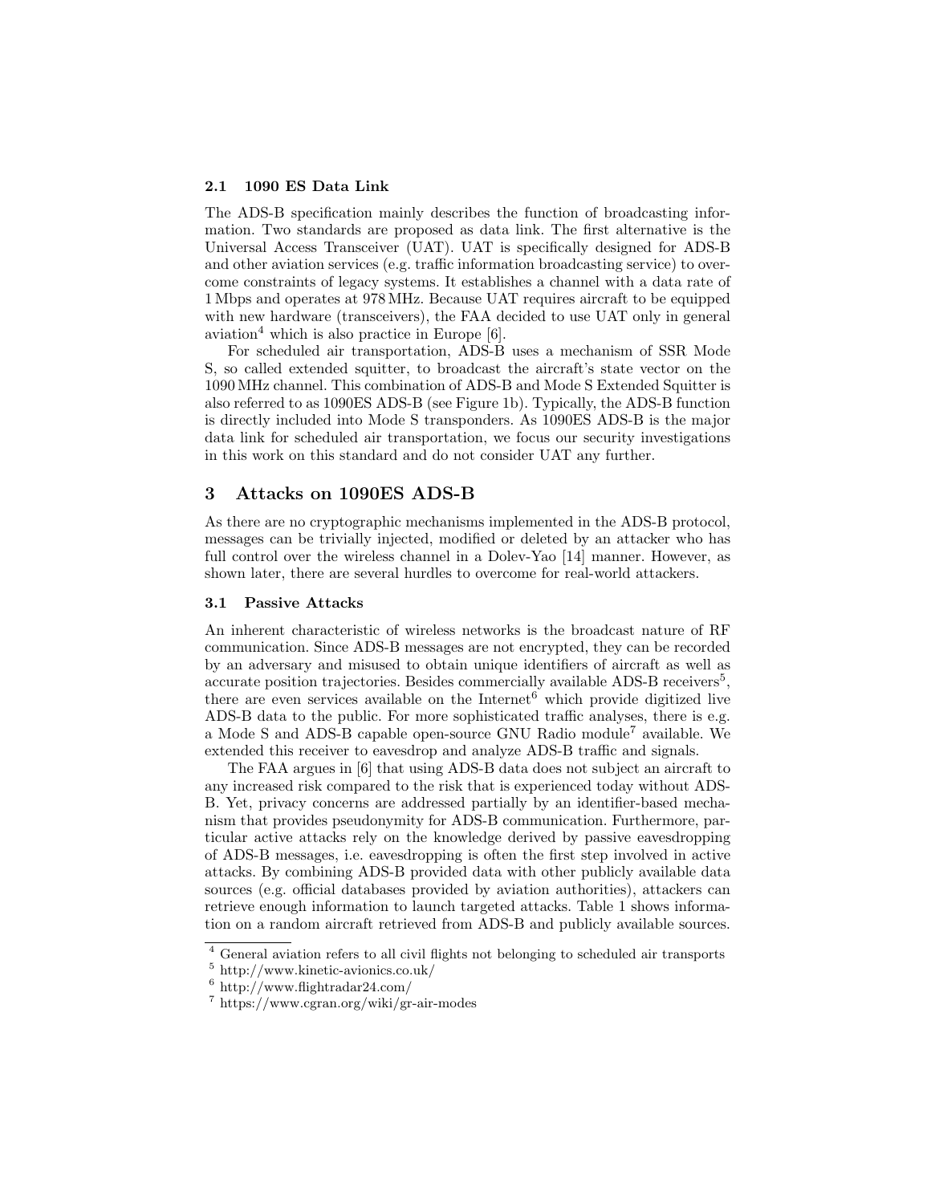### 2.1 1090 ES Data Link

The ADS-B specification mainly describes the function of broadcasting information. Two standards are proposed as data link. The first alternative is the Universal Access Transceiver (UAT). UAT is specifically designed for ADS-B and other aviation services (e.g. traffic information broadcasting service) to overcome constraints of legacy systems. It establishes a channel with a data rate of 1 Mbps and operates at 978 MHz. Because UAT requires aircraft to be equipped with new hardware (transceivers), the FAA decided to use UAT only in general aviation[4] which is also practice in Europe [6].

For scheduled air transportation, ADS-B uses a mechanism of SSR Mode S, so called extended squitter, to broadcast the aircraft's state vector on the 1090 MHz channel. This combination of ADS-B and Mode S Extended Squitter is also referred to as 1090ES ADS-B (see Figure 1b). Typically, the ADS-B function is directly included into Mode S transponders. As 1090ES ADS-B is the major data link for scheduled air transportation, we focus our security investigations in this work on this standard and do not consider UAT any further.

## 3 Attacks on 1090ES ADS-B

As there are no cryptographic mechanisms implemented in the ADS-B protocol, messages can be trivially injected, modified or deleted by an attacker who has full control over the wireless channel in a Dolev-Yao [14] manner. However, as shown later, there are several hurdles to overcome for real-world attackers.

### 3.1 Passive Attacks

An inherent characteristic of wireless networks is the broadcast nature of RF communication. Since ADS-B messages are not encrypted, they can be recorded by an adversary and misused to obtain unique identifiers of aircraft as well as accurate position trajectories. Besides commercially available ADS-B receivers[5], there are even services available on the Internet[6] which provide digitized live ADS-B data to the public. For more sophisticated traffic analyses, there is e.g. a Mode S and ADS-B capable open-source GNU Radio module[7] available. We extended this receiver to eavesdrop and analyze ADS-B traffic and signals.

The FAA argues in [6] that using ADS-B data does not subject an aircraft to any increased risk compared to the risk that is experienced today without ADS-B. Yet, privacy concerns are addressed partially by an identifier-based mechanism that provides pseudonymity for ADS-B communication. Furthermore, particular active attacks rely on the knowledge derived by passive eavesdropping of ADS-B messages, i.e. eavesdropping is often the first step involved in active attacks. By combining ADS-B provided data with other publicly available data sources (e.g. official databases provided by aviation authorities), attackers can retrieve enough information to launch targeted attacks. Table 1 shows information on a random aircraft retrieved from ADS-B and publicly available sources.

[4] General aviation refers to all civil flights not belonging to scheduled air transports

[5] http://www.kinetic-avionics.co.uk/

[6] http://www.flightradar24.com/

[7] https://www.cgran.org/wiki/gr-air-modes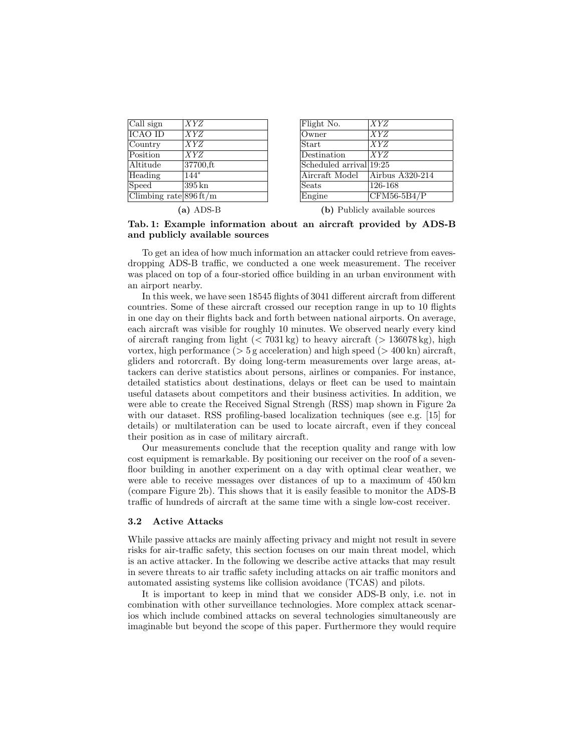| | |
|---|---|
| Call sign | *XYZ* |
| ICAO ID | *XYZ* |
| Country | *XYZ* |
| Position | *XYZ* |
| Altitude | 37700,ft |
| Heading | 144° |
| Speed | 395 kn |
| Climbing rate | 896 ft/m |

**(a)** ADS-B

| | |
|---|---|
| Flight No. | *XYZ* |
| Owner | *XYZ* |
| Start | *XYZ* |
| Destination | *XYZ* |
| Scheduled arrival | 19:25 |
| Aircraft Model | Airbus A320-214 |
| Seats | 126-168 |
| Engine | CFM56-5B4/P |

**(b)** Publicly available sources

**Tab. 1: Example information about an aircraft provided by ADS-B and publicly available sources**

To get an idea of how much information an attacker could retrieve from eavesdropping ADS-B traffic, we conducted a one week measurement. The receiver was placed on top of a four-storied office building in an urban environment with an airport nearby.

In this week, we have seen 18545 flights of 3041 different aircraft from different countries. Some of these aircraft crossed our reception range in up to 10 flights in one day on their flights back and forth between national airports. On average, each aircraft was visible for roughly 10 minutes. We observed nearly every kind of aircraft ranging from light ($< 7031$ kg) to heavy aircraft ($> 136078$ kg), high vortex, high performance ($> 5$ g acceleration) and high speed ($> 400$ kn) aircraft, gliders and rotorcraft. By doing long-term measurements over large areas, attackers can derive statistics about persons, airlines or companies. For instance, detailed statistics about destinations, delays or fleet can be used to maintain useful datasets about competitors and their business activities. In addition, we were able to create the Received Signal Strengh (RSS) map shown in Figure 2a with our dataset. RSS profiling-based localization techniques (see e.g. [15] for details) or multilateration can be used to locate aircraft, even if they conceal their position as in case of military aircraft.

Our measurements conclude that the reception quality and range with low cost equipment is remarkable. By positioning our receiver on the roof of a seven-floor building in another experiment on a day with optimal clear weather, we were able to receive messages over distances of up to a maximum of 450 km (compare Figure 2b). This shows that it is easily feasible to monitor the ADS-B traffic of hundreds of aircraft at the same time with a single low-cost receiver.

### 3.2 Active Attacks

While passive attacks are mainly affecting privacy and might not result in severe risks for air-traffic safety, this section focuses on our main threat model, which is an active attacker. In the following we describe active attacks that may result in severe threats to air traffic safety including attacks on air traffic monitors and automated assisting systems like collision avoidance (TCAS) and pilots.

It is important to keep in mind that we consider ADS-B only, i.e. not in combination with other surveillance technologies. More complex attack scenarios which include combined attacks on several technologies simultaneously are imaginable but beyond the scope of this paper. Furthermore they would require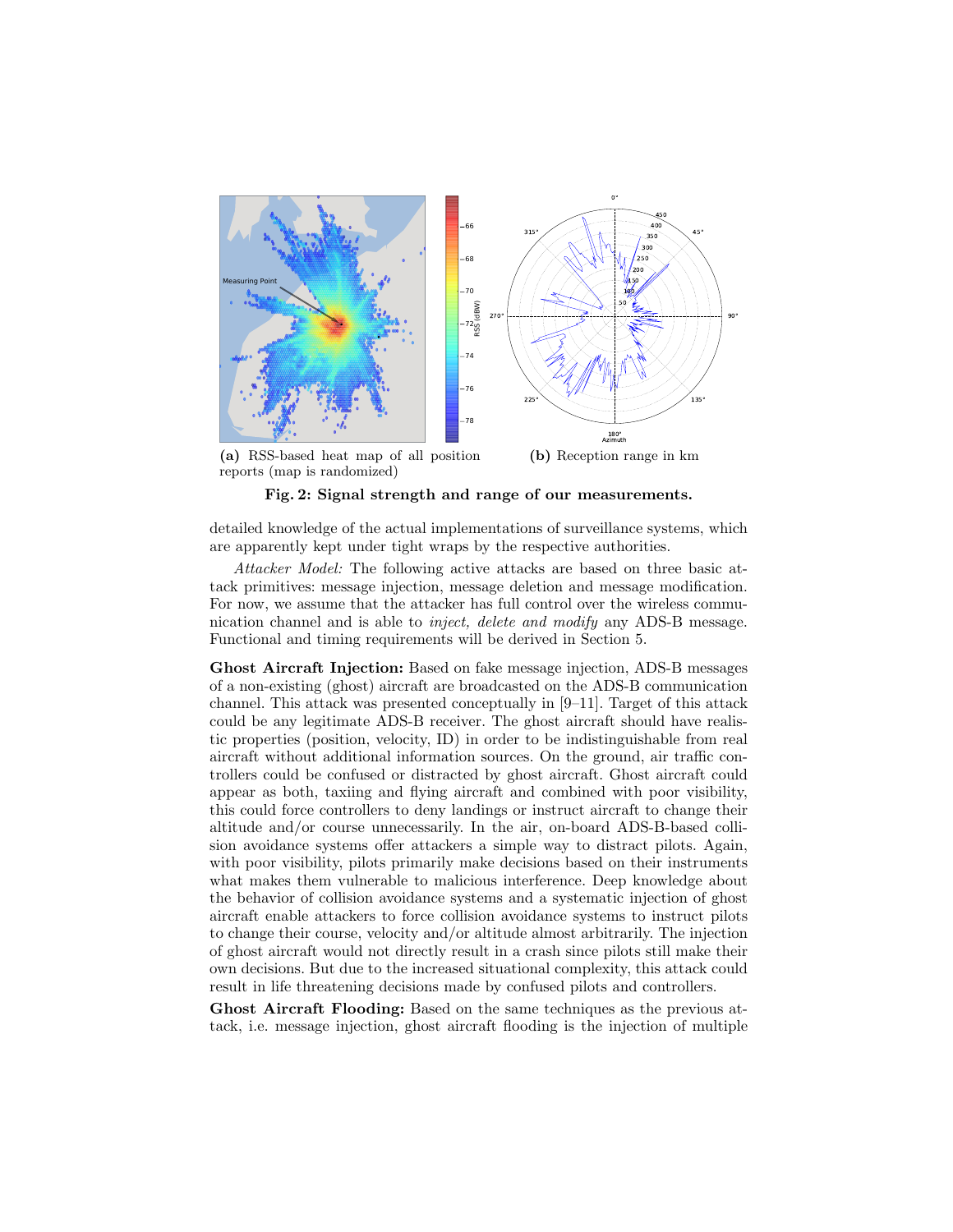Measuring Point

RSS (dBW)

-66
-68
-70
-72
-74
-76
-78

0°
45°
90°
135°
180°
Azimuth
225°
270°
315°

50
100
150
200
250
300
350
400
450

(a) RSS-based heat map of all position reports (map is randomized)

(b) Reception range in km

**Fig. 2: Signal strength and range of our measurements.**

detailed knowledge of the actual implementations of surveillance systems, which are apparently kept under tight wraps by the respective authorities.

*Attacker Model:* The following active attacks are based on three basic attack primitives: message injection, message deletion and message modification. For now, we assume that the attacker has full control over the wireless communication channel and is able to *inject, delete and modify* any ADS-B message. Functional and timing requirements will be derived in Section 5.

**Ghost Aircraft Injection:** Based on fake message injection, ADS-B messages of a non-existing (ghost) aircraft are broadcasted on the ADS-B communication channel. This attack was presented conceptually in [9–11]. Target of this attack could be any legitimate ADS-B receiver. The ghost aircraft should have realistic properties (position, velocity, ID) in order to be indistinguishable from real aircraft without additional information sources. On the ground, air traffic controllers could be confused or distracted by ghost aircraft. Ghost aircraft could appear as both, taxiing and flying aircraft and combined with poor visibility, this could force controllers to deny landings or instruct aircraft to change their altitude and/or course unnecessarily. In the air, on-board ADS-B-based collision avoidance systems offer attackers a simple way to distract pilots. Again, with poor visibility, pilots primarily make decisions based on their instruments what makes them vulnerable to malicious interference. Deep knowledge about the behavior of collision avoidance systems and a systematic injection of ghost aircraft enable attackers to force collision avoidance systems to instruct pilots to change their course, velocity and/or altitude almost arbitrarily. The injection of ghost aircraft would not directly result in a crash since pilots still make their own decisions. But due to the increased situational complexity, this attack could result in life threatening decisions made by confused pilots and controllers.

**Ghost Aircraft Flooding:** Based on the same techniques as the previous attack, i.e. message injection, ghost aircraft flooding is the injection of multiple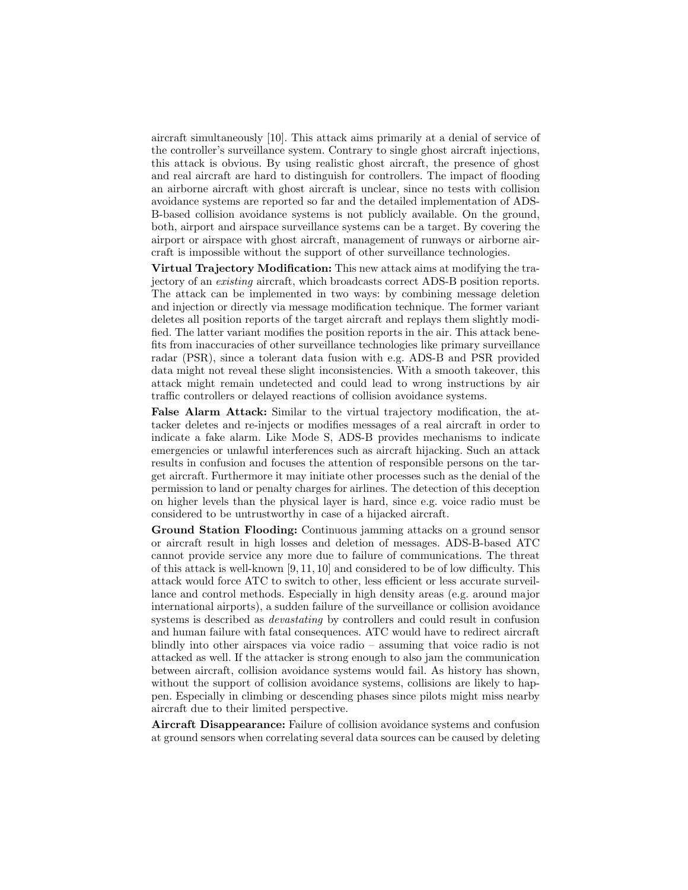aircraft simultaneously [10]. This attack aims primarily at a denial of service of the controller's surveillance system. Contrary to single ghost aircraft injections, this attack is obvious. By using realistic ghost aircraft, the presence of ghost and real aircraft are hard to distinguish for controllers. The impact of flooding an airborne aircraft with ghost aircraft is unclear, since no tests with collision avoidance systems are reported so far and the detailed implementation of ADS-B-based collision avoidance systems is not publicly available. On the ground, both, airport and airspace surveillance systems can be a target. By covering the airport or airspace with ghost aircraft, management of runways or airborne aircraft is impossible without the support of other surveillance technologies.

**Virtual Trajectory Modification:** This new attack aims at modifying the trajectory of an *existing* aircraft, which broadcasts correct ADS-B position reports. The attack can be implemented in two ways: by combining message deletion and injection or directly via message modification technique. The former variant deletes all position reports of the target aircraft and replays them slightly modified. The latter variant modifies the position reports in the air. This attack benefits from inaccuracies of other surveillance technologies like primary surveillance radar (PSR), since a tolerant data fusion with e.g. ADS-B and PSR provided data might not reveal these slight inconsistencies. With a smooth takeover, this attack might remain undetected and could lead to wrong instructions by air traffic controllers or delayed reactions of collision avoidance systems.

**False Alarm Attack:** Similar to the virtual trajectory modification, the attacker deletes and re-injects or modifies messages of a real aircraft in order to indicate a fake alarm. Like Mode S, ADS-B provides mechanisms to indicate emergencies or unlawful interferences such as aircraft hijacking. Such an attack results in confusion and focuses the attention of responsible persons on the target aircraft. Furthermore it may initiate other processes such as the denial of the permission to land or penalty charges for airlines. The detection of this deception on higher levels than the physical layer is hard, since e.g. voice radio must be considered to be untrustworthy in case of a hijacked aircraft.

**Ground Station Flooding:** Continuous jamming attacks on a ground sensor or aircraft result in high losses and deletion of messages. ADS-B-based ATC cannot provide service any more due to failure of communications. The threat of this attack is well-known [9, 11, 10] and considered to be of low difficulty. This attack would force ATC to switch to other, less efficient or less accurate surveillance and control methods. Especially in high density areas (e.g. around major international airports), a sudden failure of the surveillance or collision avoidance systems is described as *devastating* by controllers and could result in confusion and human failure with fatal consequences. ATC would have to redirect aircraft blindly into other airspaces via voice radio – assuming that voice radio is not attacked as well. If the attacker is strong enough to also jam the communication between aircraft, collision avoidance systems would fail. As history has shown, without the support of collision avoidance systems, collisions are likely to happen. Especially in climbing or descending phases since pilots might miss nearby aircraft due to their limited perspective.

**Aircraft Disappearance:** Failure of collision avoidance systems and confusion at ground sensors when correlating several data sources can be caused by deleting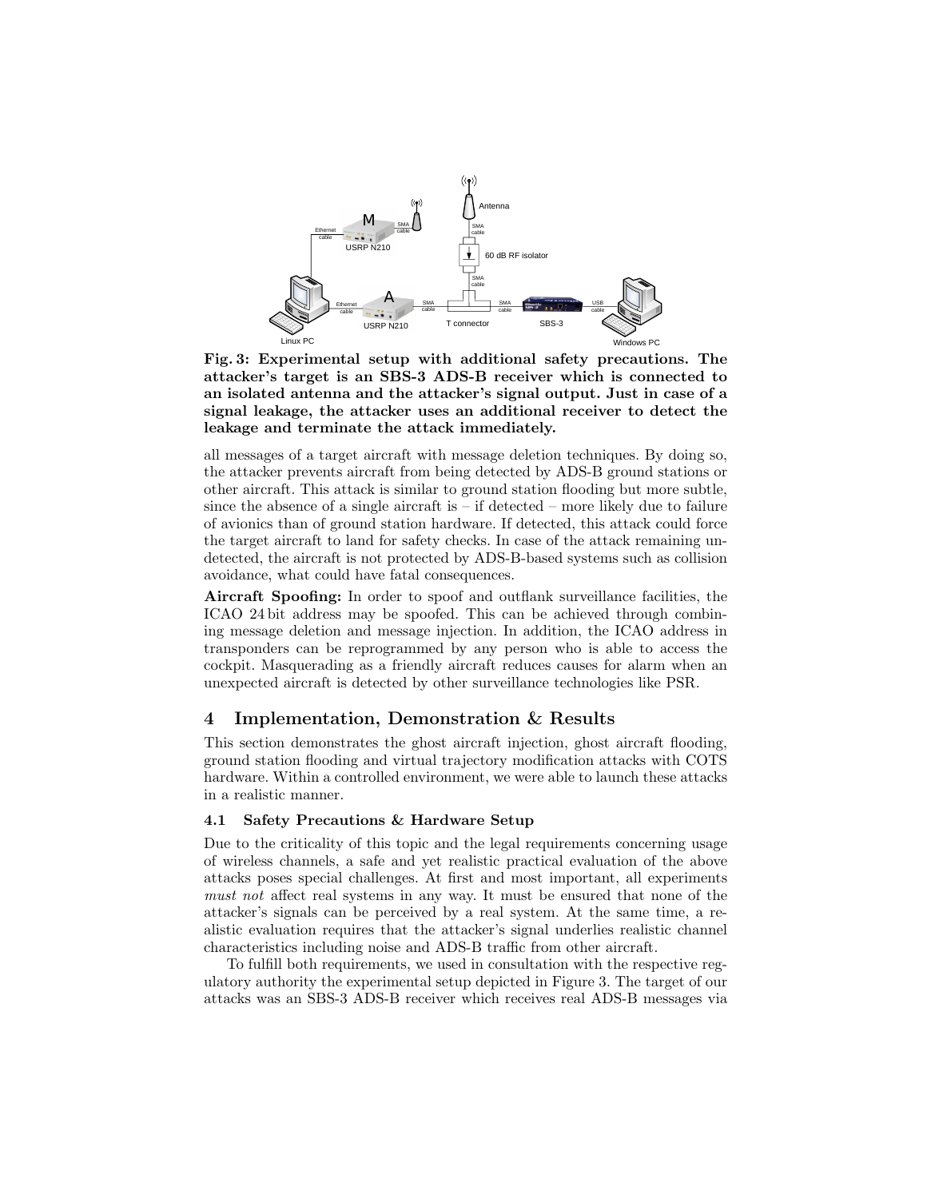Fig. 3: **Experimental setup with additional safety precautions. The attacker's target is an SBS-3 ADS-B receiver which is connected to an isolated antenna and the attacker's signal output. Just in case of a signal leakage, the attacker uses an additional receiver to detect the leakage and terminate the attack immediately.**

all messages of a target aircraft with message deletion techniques. By doing so, the attacker prevents aircraft from being detected by ADS-B ground stations or other aircraft. This attack is similar to ground station flooding but more subtle, since the absence of a single aircraft is – if detected – more likely due to failure of avionics than of ground station hardware. If detected, this attack could force the target aircraft to land for safety checks. In case of the attack remaining undetected, the aircraft is not protected by ADS-B-based systems such as collision avoidance, what could have fatal consequences.

**Aircraft Spoofing:** In order to spoof and outflank surveillance facilities, the ICAO 24 bit address may be spoofed. This can be achieved through combining message deletion and message injection. In addition, the ICAO address in transponders can be reprogrammed by any person who is able to access the cockpit. Masquerading as a friendly aircraft reduces causes for alarm when an unexpected aircraft is detected by other surveillance technologies like PSR.

## 4 Implementation, Demonstration & Results

This section demonstrates the ghost aircraft injection, ghost aircraft flooding, ground station flooding and virtual trajectory modification attacks with COTS hardware. Within a controlled environment, we were able to launch these attacks in a realistic manner.

### 4.1 Safety Precautions & Hardware Setup

Due to the criticality of this topic and the legal requirements concerning usage of wireless channels, a safe and yet realistic practical evaluation of the above attacks poses special challenges. At first and most important, all experiments *must not* affect real systems in any way. It must be ensured that none of the attacker's signals can be perceived by a real system. At the same time, a realistic evaluation requires that the attacker's signal underlies realistic channel characteristics including noise and ADS-B traffic from other aircraft.

To fulfill both requirements, we used in consultation with the respective regulatory authority the experimental setup depicted in Figure 3. The target of our attacks was an SBS-3 ADS-B receiver which receives real ADS-B messages via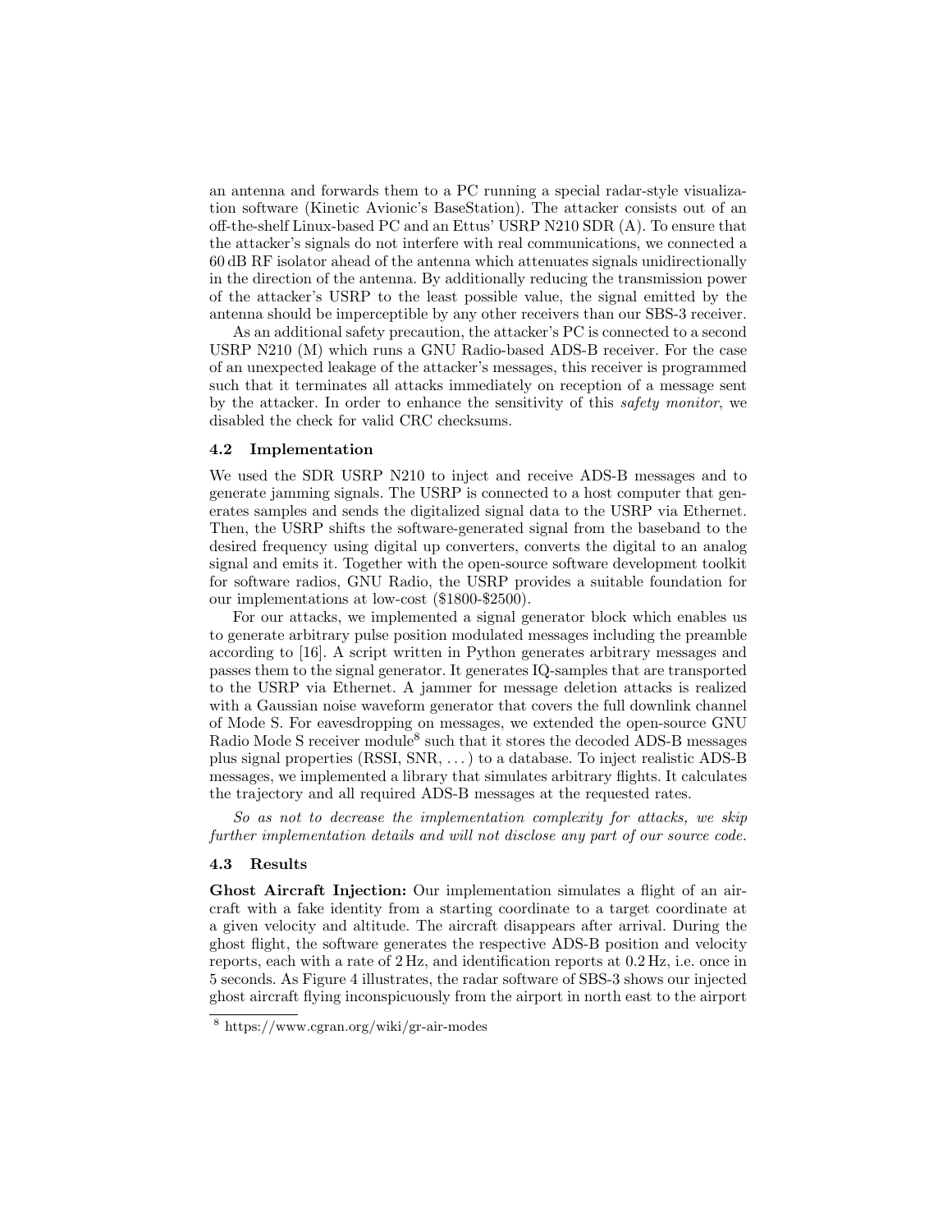an antenna and forwards them to a PC running a special radar-style visualization software (Kinetic Avionic's BaseStation). The attacker consists out of an off-the-shelf Linux-based PC and an Ettus' USRP N210 SDR (A). To ensure that the attacker's signals do not interfere with real communications, we connected a 60 dB RF isolator ahead of the antenna which attenuates signals unidirectionally in the direction of the antenna. By additionally reducing the transmission power of the attacker's USRP to the least possible value, the signal emitted by the antenna should be imperceptible by any other receivers than our SBS-3 receiver.

As an additional safety precaution, the attacker's PC is connected to a second USRP N210 (M) which runs a GNU Radio-based ADS-B receiver. For the case of an unexpected leakage of the attacker's messages, this receiver is programmed such that it terminates all attacks immediately on reception of a message sent by the attacker. In order to enhance the sensitivity of this *safety monitor*, we disabled the check for valid CRC checksums.

### 4.2 Implementation

We used the SDR USRP N210 to inject and receive ADS-B messages and to generate jamming signals. The USRP is connected to a host computer that generates samples and sends the digitalized signal data to the USRP via Ethernet. Then, the USRP shifts the software-generated signal from the baseband to the desired frequency using digital up converters, converts the digital to an analog signal and emits it. Together with the open-source software development toolkit for software radios, GNU Radio, the USRP provides a suitable foundation for our implementations at low-cost ($1800-$2500).

For our attacks, we implemented a signal generator block which enables us to generate arbitrary pulse position modulated messages including the preamble according to [16]. A script written in Python generates arbitrary messages and passes them to the signal generator. It generates IQ-samples that are transported to the USRP via Ethernet. A jammer for message deletion attacks is realized with a Gaussian noise waveform generator that covers the full downlink channel of Mode S. For eavesdropping on messages, we extended the open-source GNU Radio Mode S receiver module[8] such that it stores the decoded ADS-B messages plus signal properties (RSSI, SNR, ...) to a database. To inject realistic ADS-B messages, we implemented a library that simulates arbitrary flights. It calculates the trajectory and all required ADS-B messages at the requested rates.

*So as not to decrease the implementation complexity for attacks, we skip further implementation details and will not disclose any part of our source code.*

### 4.3 Results

**Ghost Aircraft Injection:** Our implementation simulates a flight of an aircraft with a fake identity from a starting coordinate to a target coordinate at a given velocity and altitude. The aircraft disappears after arrival. During the ghost flight, the software generates the respective ADS-B position and velocity reports, each with a rate of 2 Hz, and identification reports at 0.2 Hz, i.e. once in 5 seconds. As Figure 4 illustrates, the radar software of SBS-3 shows our injected ghost aircraft flying inconspicuously from the airport in north east to the airport

[8] https://www.cgran.org/wiki/gr-air-modes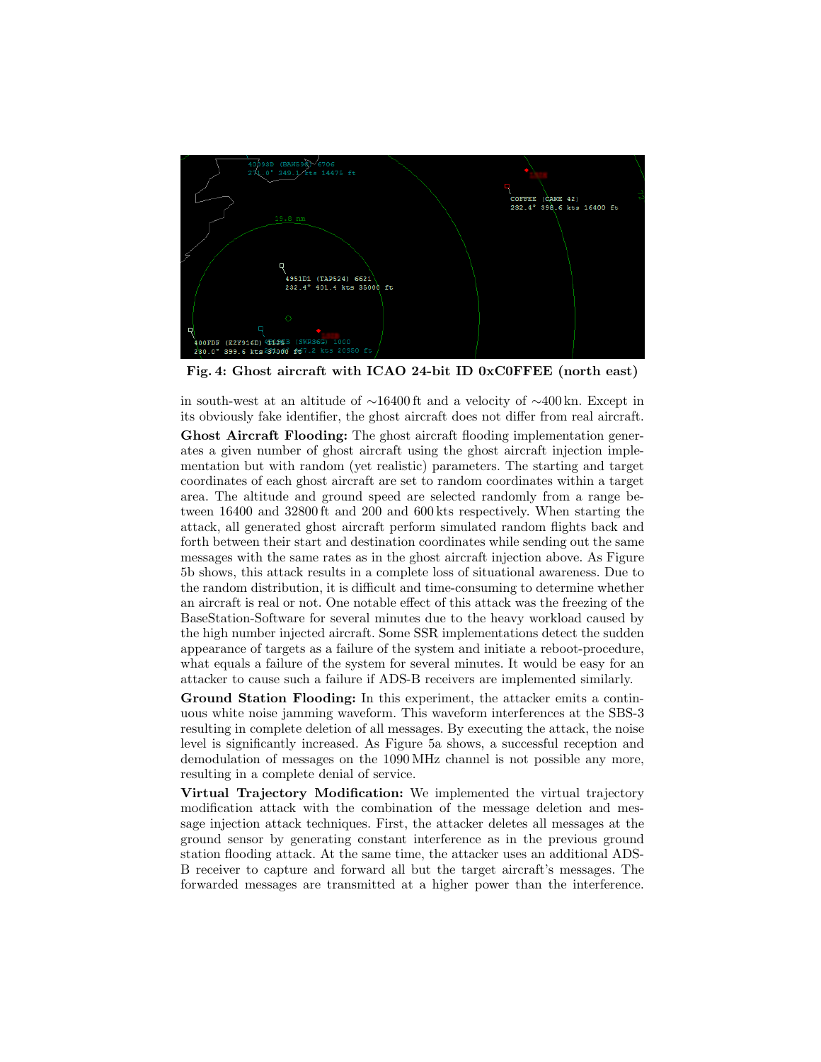**Fig. 4: Ghost aircraft with ICAO 24-bit ID 0xC0FFEE (north east)**

in south-west at an altitude of ∼16400 ft and a velocity of ∼400 kn. Except in its obviously fake identifier, the ghost aircraft does not differ from real aircraft.

**Ghost Aircraft Flooding:** The ghost aircraft flooding implementation generates a given number of ghost aircraft using the ghost aircraft injection implementation but with random (yet realistic) parameters. The starting and target coordinates of each ghost aircraft are set to random coordinates within a target area. The altitude and ground speed are selected randomly from a range between 16400 and 32800 ft and 200 and 600 kts respectively. When starting the attack, all generated ghost aircraft perform simulated random flights back and forth between their start and destination coordinates while sending out the same messages with the same rates as in the ghost aircraft injection above. As Figure 5b shows, this attack results in a complete loss of situational awareness. Due to the random distribution, it is difficult and time-consuming to determine whether an aircraft is real or not. One notable effect of this attack was the freezing of the BaseStation-Software for several minutes due to the heavy workload caused by the high number injected aircraft. Some SSR implementations detect the sudden appearance of targets as a failure of the system and initiate a reboot-procedure, what equals a failure of the system for several minutes. It would be easy for an attacker to cause such a failure if ADS-B receivers are implemented similarly.

**Ground Station Flooding:** In this experiment, the attacker emits a continuous white noise jamming waveform. This waveform interferences at the SBS-3 resulting in complete deletion of all messages. By executing the attack, the noise level is significantly increased. As Figure 5a shows, a successful reception and demodulation of messages on the 1090 MHz channel is not possible any more, resulting in a complete denial of service.

**Virtual Trajectory Modification:** We implemented the virtual trajectory modification attack with the combination of the message deletion and message injection attack techniques. First, the attacker deletes all messages at the ground sensor by generating constant interference as in the previous ground station flooding attack. At the same time, the attacker uses an additional ADS-B receiver to capture and forward all but the target aircraft's messages. The forwarded messages are transmitted at a higher power than the interference.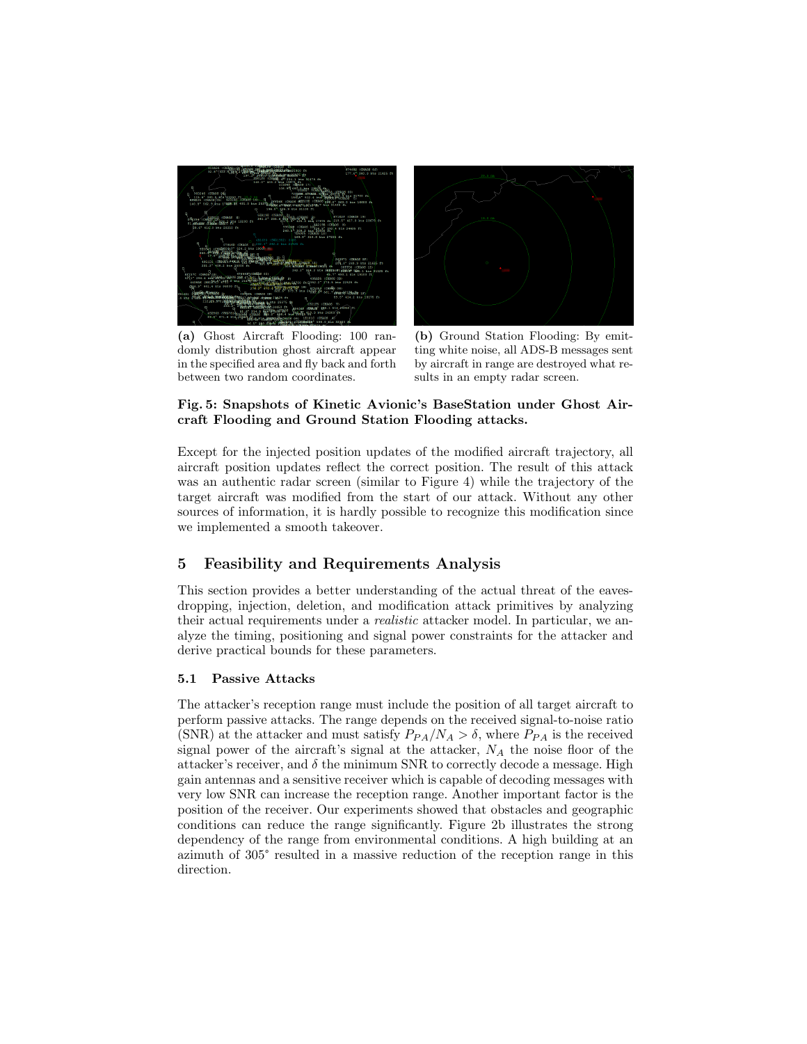(a) Ghost Aircraft Flooding: 100 randomly distribution ghost aircraft appear in the specified area and fly back and forth between two random coordinates.

(b) Ground Station Flooding: By emitting white noise, all ADS-B messages sent by aircraft in range are destroyed what results in an empty radar screen.

**Fig. 5: Snapshots of Kinetic Avionic's BaseStation under Ghost Aircraft Flooding and Ground Station Flooding attacks.**

Except for the injected position updates of the modified aircraft trajectory, all aircraft position updates reflect the correct position. The result of this attack was an authentic radar screen (similar to Figure 4) while the trajectory of the target aircraft was modified from the start of our attack. Without any other sources of information, it is hardly possible to recognize this modification since we implemented a smooth takeover.

## 5 Feasibility and Requirements Analysis

This section provides a better understanding of the actual threat of the eavesdropping, injection, deletion, and modification attack primitives by analyzing their actual requirements under a *realistic* attacker model. In particular, we analyze the timing, positioning and signal power constraints for the attacker and derive practical bounds for these parameters.

### 5.1 Passive Attacks

The attacker's reception range must include the position of all target aircraft to perform passive attacks. The range depends on the received signal-to-noise ratio (SNR) at the attacker and must satisfy $P_{PA}/N_A > \delta$, where $P_{PA}$ is the received signal power of the aircraft's signal at the attacker, $N_A$ the noise floor of the attacker's receiver, and $\delta$ the minimum SNR to correctly decode a message. High gain antennas and a sensitive receiver which is capable of decoding messages with very low SNR can increase the reception range. Another important factor is the position of the receiver. Our experiments showed that obstacles and geographic conditions can reduce the range significantly. Figure 2b illustrates the strong dependency of the range from environmental conditions. A high building at an azimuth of 305° resulted in a massive reduction of the reception range in this direction.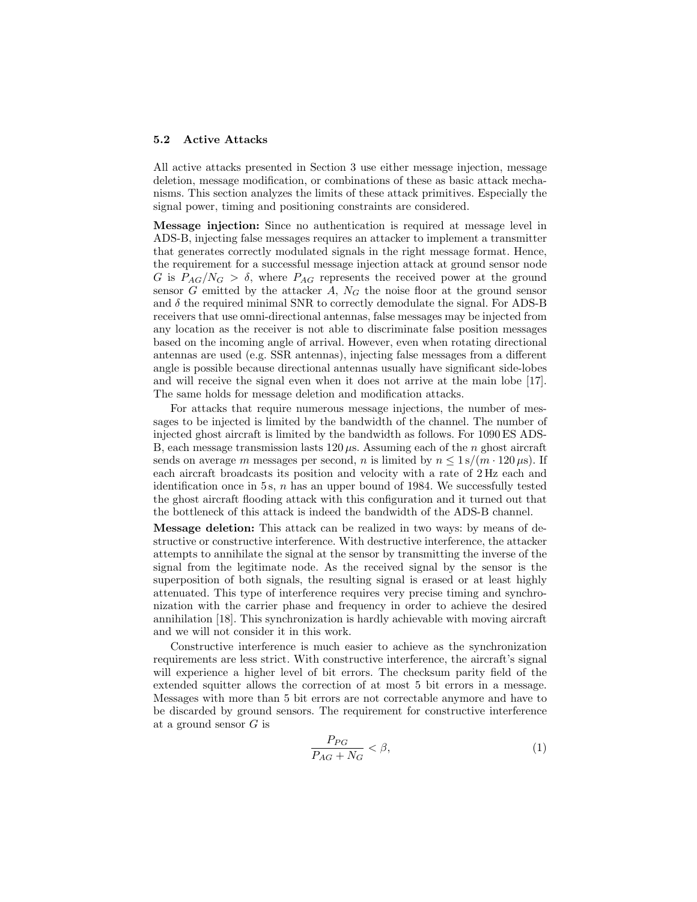### 5.2 Active Attacks

All active attacks presented in Section 3 use either message injection, message deletion, message modification, or combinations of these as basic attack mechanisms. This section analyzes the limits of these attack primitives. Especially the signal power, timing and positioning constraints are considered.

**Message injection:** Since no authentication is required at message level in ADS-B, injecting false messages requires an attacker to implement a transmitter that generates correctly modulated signals in the right message format. Hence, the requirement for a successful message injection attack at ground sensor node $G$ is $P_{AG}/N_G > \delta$, where $P_{AG}$ represents the received power at the ground sensor $G$ emitted by the attacker $A$, $N_G$ the noise floor at the ground sensor and $\delta$ the required minimal SNR to correctly demodulate the signal. For ADS-B receivers that use omni-directional antennas, false messages may be injected from any location as the receiver is not able to discriminate false position messages based on the incoming angle of arrival. However, even when rotating directional antennas are used (e.g. SSR antennas), injecting false messages from a different angle is possible because directional antennas usually have significant side-lobes and will receive the signal even when it does not arrive at the main lobe [17]. The same holds for message deletion and modification attacks.

For attacks that require numerous message injections, the number of messages to be injected is limited by the bandwidth of the channel. The number of injected ghost aircraft is limited by the bandwidth as follows. For 1090 ES ADS-B, each message transmission lasts $120\,\mu$s. Assuming each of the $n$ ghost aircraft sends on average $m$ messages per second, $n$ is limited by $n \leq 1\,\mathrm{s}/(m \cdot 120\,\mu\mathrm{s})$. If each aircraft broadcasts its position and velocity with a rate of 2 Hz each and identification once in 5 s, $n$ has an upper bound of 1984. We successfully tested the ghost aircraft flooding attack with this configuration and it turned out that the bottleneck of this attack is indeed the bandwidth of the ADS-B channel.

**Message deletion:** This attack can be realized in two ways: by means of destructive or constructive interference. With destructive interference, the attacker attempts to annihilate the signal at the sensor by transmitting the inverse of the signal from the legitimate node. As the received signal by the sensor is the superposition of both signals, the resulting signal is erased or at least highly attenuated. This type of interference requires very precise timing and synchronization with the carrier phase and frequency in order to achieve the desired annihilation [18]. This synchronization is hardly achievable with moving aircraft and we will not consider it in this work.

Constructive interference is much easier to achieve as the synchronization requirements are less strict. With constructive interference, the aircraft's signal will experience a higher level of bit errors. The checksum parity field of the extended squitter allows the correction of at most 5 bit errors in a message. Messages with more than 5 bit errors are not correctable anymore and have to be discarded by ground sensors. The requirement for constructive interference at a ground sensor $G$ is

$$\frac{P_{PG}}{P_{AG} + N_G} < \beta, \tag{1}$$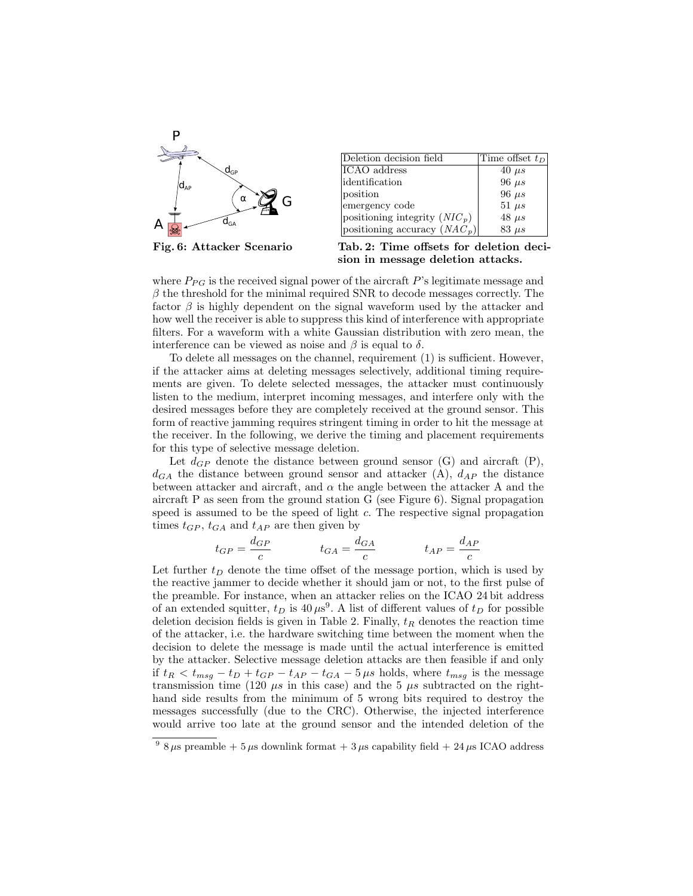Fig. 6: Attacker Scenario

| Deletion decision field | Time offset $t_D$ |
|---|---|
| ICAO address | 40 $\mu s$ |
| identification | 96 $\mu s$ |
| position | 96 $\mu s$ |
| emergency code | 51 $\mu s$ |
| positioning integrity ($NIC_p$) | 48 $\mu s$ |
| positioning accuracy ($NAC_p$) | 83 $\mu s$ |

**Tab. 2: Time offsets for deletion decision in message deletion attacks.**

where $P_{PG}$ is the received signal power of the aircraft $P$'s legitimate message and $\beta$ the threshold for the minimal required SNR to decode messages correctly. The factor $\beta$ is highly dependent on the signal waveform used by the attacker and how well the receiver is able to suppress this kind of interference with appropriate filters. For a waveform with a white Gaussian distribution with zero mean, the interference can be viewed as noise and $\beta$ is equal to $\delta$.

To delete all messages on the channel, requirement (1) is sufficient. However, if the attacker aims at deleting messages selectively, additional timing requirements are given. To delete selected messages, the attacker must continuously listen to the medium, interpret incoming messages, and interfere only with the desired messages before they are completely received at the ground sensor. This form of reactive jamming requires stringent timing in order to hit the message at the receiver. In the following, we derive the timing and placement requirements for this type of selective message deletion.

Let $d_{GP}$ denote the distance between ground sensor (G) and aircraft (P), $d_{GA}$ the distance between ground sensor and attacker (A), $d_{AP}$ the distance between attacker and aircraft, and $\alpha$ the angle between the attacker A and the aircraft P as seen from the ground station G (see Figure 6). Signal propagation speed is assumed to be the speed of light $c$. The respective signal propagation times $t_{GP}$, $t_{GA}$ and $t_{AP}$ are then given by

$$t_{GP} = \frac{d_{GP}}{c} \qquad t_{GA} = \frac{d_{GA}}{c} \qquad t_{AP} = \frac{d_{AP}}{c}$$

Let further $t_D$ denote the time offset of the message portion, which is used by the reactive jammer to decide whether it should jam or not, to the first pulse of the preamble. For instance, when an attacker relies on the ICAO 24 bit address of an extended squitter, $t_D$ is $40\,\mu s$[9]. A list of different values of $t_D$ for possible deletion decision fields is given in Table 2. Finally, $t_R$ denotes the reaction time of the attacker, i.e. the hardware switching time between the moment when the decision to delete the message is made until the actual interference is emitted by the attacker. Selective message deletion attacks are then feasible if and only if $t_R < t_{msg} - t_D + t_{GP} - t_{AP} - t_{GA} - 5\,\mu s$ holds, where $t_{msg}$ is the message transmission time (120 $\mu s$ in this case) and the 5 $\mu s$ subtracted on the right-hand side results from the minimum of 5 wrong bits required to destroy the messages successfully (due to the CRC). Otherwise, the injected interference would arrive too late at the ground sensor and the intended deletion of the

[9] $8\,\mu s$ preamble + $5\,\mu s$ downlink format + $3\,\mu s$ capability field + $24\,\mu s$ ICAO address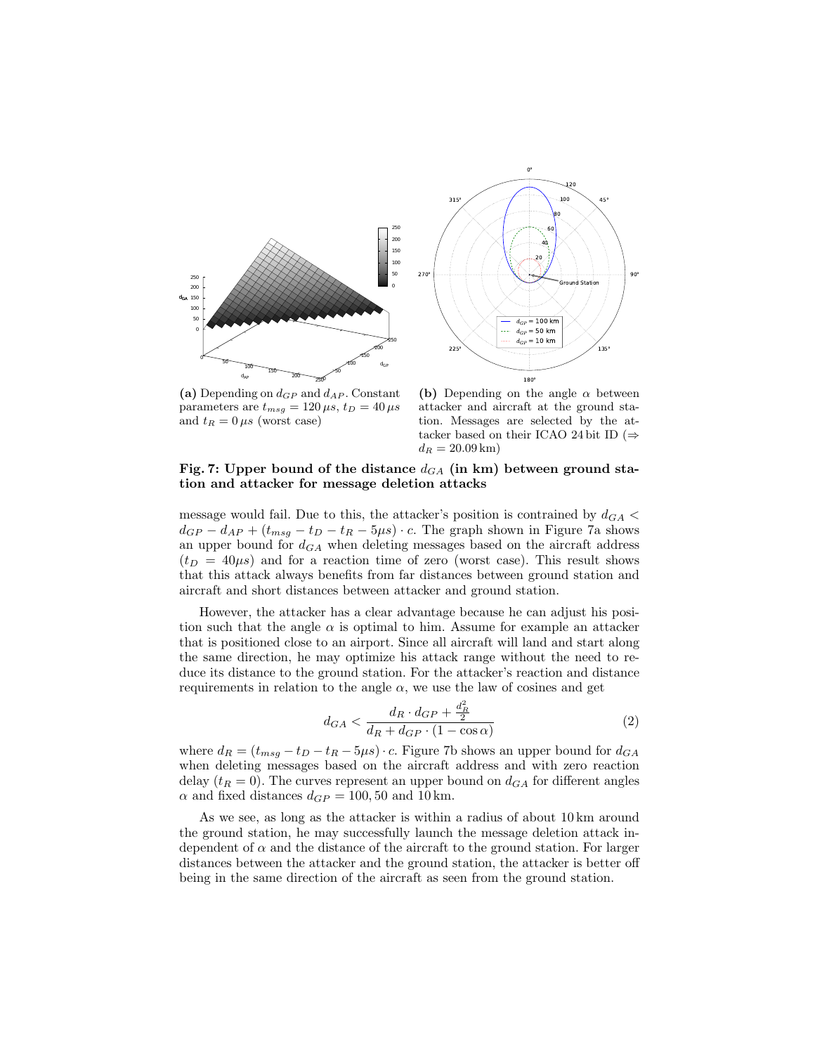(a) Depending on $d_{GP}$ and $d_{AP}$. Constant parameters are $t_{msg} = 120\,\mu s$, $t_D = 40\,\mu s$ and $t_R = 0\,\mu s$ (worst case)

(b) Depending on the angle $\alpha$ between attacker and aircraft at the ground station. Messages are selected by the attacker based on their ICAO 24 bit ID ($\Rightarrow d_R = 20.09\,\text{km}$)

**Fig. 7: Upper bound of the distance $d_{GA}$ (in km) between ground station and attacker for message deletion attacks**

message would fail. Due to this, the attacker's position is contrained by $d_{GA} < d_{GP} - d_{AP} + (t_{msg} - t_D - t_R - 5\mu s) \cdot c$. The graph shown in Figure 7a shows an upper bound for $d_{GA}$ when deleting messages based on the aircraft address ($t_D = 40\mu s$) and for a reaction time of zero (worst case). This result shows that this attack always benefits from far distances between ground station and aircraft and short distances between attacker and ground station.

However, the attacker has a clear advantage because he can adjust his position such that the angle $\alpha$ is optimal to him. Assume for example an attacker that is positioned close to an airport. Since all aircraft will land and start along the same direction, he may optimize his attack range without the need to reduce its distance to the ground station. For the attacker's reaction and distance requirements in relation to the angle $\alpha$, we use the law of cosines and get

$$d_{GA} < \frac{d_R \cdot d_{GP} + \frac{d_R^2}{2}}{d_R + d_{GP} \cdot (1 - \cos \alpha)} \tag{2}$$

where $d_R = (t_{msg} - t_D - t_R - 5\mu s) \cdot c$. Figure 7b shows an upper bound for $d_{GA}$ when deleting messages based on the aircraft address and with zero reaction delay ($t_R = 0$). The curves represent an upper bound on $d_{GA}$ for different angles $\alpha$ and fixed distances $d_{GP} = 100, 50$ and $10\,\text{km}$.

As we see, as long as the attacker is within a radius of about 10 km around the ground station, he may successfully launch the message deletion attack independent of $\alpha$ and the distance of the aircraft to the ground station. For larger distances between the attacker and the ground station, the attacker is better off being in the same direction of the aircraft as seen from the ground station.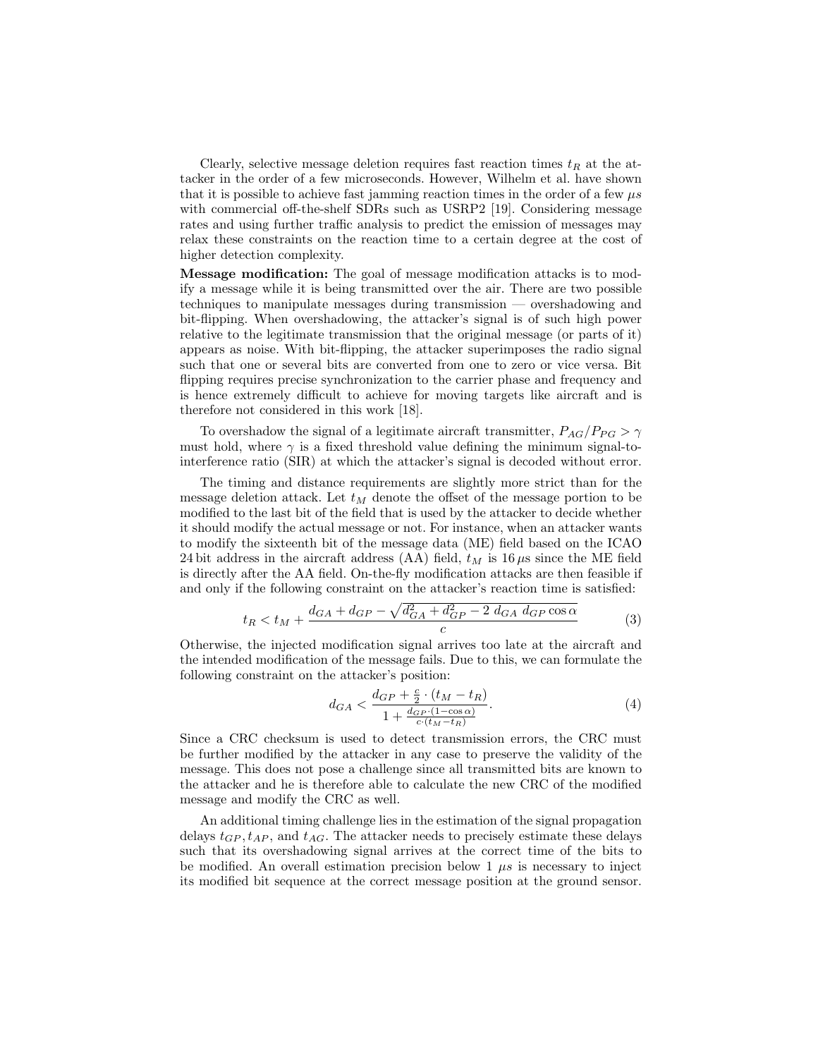Clearly, selective message deletion requires fast reaction times $t_R$ at the attacker in the order of a few microseconds. However, Wilhelm et al. have shown that it is possible to achieve fast jamming reaction times in the order of a few $\mu s$ with commercial off-the-shelf SDRs such as USRP2 [19]. Considering message rates and using further traffic analysis to predict the emission of messages may relax these constraints on the reaction time to a certain degree at the cost of higher detection complexity.

**Message modification:** The goal of message modification attacks is to modify a message while it is being transmitted over the air. There are two possible techniques to manipulate messages during transmission — overshadowing and bit-flipping. When overshadowing, the attacker's signal is of such high power relative to the legitimate transmission that the original message (or parts of it) appears as noise. With bit-flipping, the attacker superimposes the radio signal such that one or several bits are converted from one to zero or vice versa. Bit flipping requires precise synchronization to the carrier phase and frequency and is hence extremely difficult to achieve for moving targets like aircraft and is therefore not considered in this work [18].

To overshadow the signal of a legitimate aircraft transmitter, $P_{AG}/P_{PG} > \gamma$ must hold, where $\gamma$ is a fixed threshold value defining the minimum signal-to-interference ratio (SIR) at which the attacker's signal is decoded without error.

The timing and distance requirements are slightly more strict than for the message deletion attack. Let $t_M$ denote the offset of the message portion to be modified to the last bit of the field that is used by the attacker to decide whether it should modify the actual message or not. For instance, when an attacker wants to modify the sixteenth bit of the message data (ME) field based on the ICAO 24 bit address in the aircraft address (AA) field, $t_M$ is $16\,\mu s$ since the ME field is directly after the AA field. On-the-fly modification attacks are then feasible if and only if the following constraint on the attacker's reaction time is satisfied:

$$t_R < t_M + \frac{d_{GA} + d_{GP} - \sqrt{d_{GA}^2 + d_{GP}^2 - 2\ d_{GA}\ d_{GP} \cos\alpha}}{c} \tag{3}$$

Otherwise, the injected modification signal arrives too late at the aircraft and the intended modification of the message fails. Due to this, we can formulate the following constraint on the attacker's position:

$$d_{GA} < \frac{d_{GP} + \frac{c}{2} \cdot (t_M - t_R)}{1 + \frac{d_{GP} \cdot (1 - \cos\alpha)}{c \cdot (t_M - t_R)}}. \tag{4}$$

Since a CRC checksum is used to detect transmission errors, the CRC must be further modified by the attacker in any case to preserve the validity of the message. This does not pose a challenge since all transmitted bits are known to the attacker and he is therefore able to calculate the new CRC of the modified message and modify the CRC as well.

An additional timing challenge lies in the estimation of the signal propagation delays $t_{GP}, t_{AP}$, and $t_{AG}$. The attacker needs to precisely estimate these delays such that its overshadowing signal arrives at the correct time of the bits to be modified. An overall estimation precision below 1 $\mu s$ is necessary to inject its modified bit sequence at the correct message position at the ground sensor.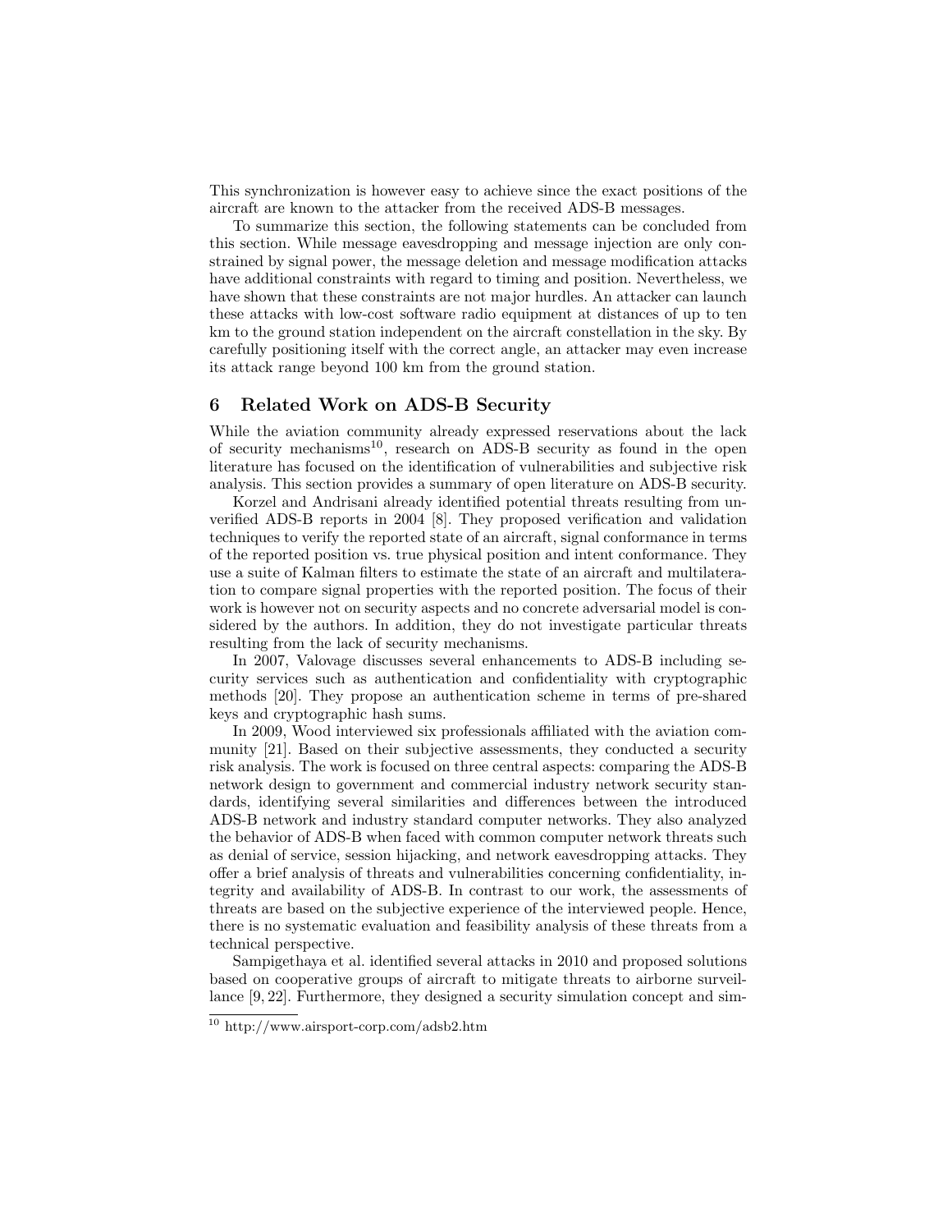This synchronization is however easy to achieve since the exact positions of the aircraft are known to the attacker from the received ADS-B messages.

To summarize this section, the following statements can be concluded from this section. While message eavesdropping and message injection are only constrained by signal power, the message deletion and message modification attacks have additional constraints with regard to timing and position. Nevertheless, we have shown that these constraints are not major hurdles. An attacker can launch these attacks with low-cost software radio equipment at distances of up to ten km to the ground station independent on the aircraft constellation in the sky. By carefully positioning itself with the correct angle, an attacker may even increase its attack range beyond 100 km from the ground station.

## 6 Related Work on ADS-B Security

While the aviation community already expressed reservations about the lack of security mechanisms[10], research on ADS-B security as found in the open literature has focused on the identification of vulnerabilities and subjective risk analysis. This section provides a summary of open literature on ADS-B security.

Korzel and Andrisani already identified potential threats resulting from unverified ADS-B reports in 2004 [8]. They proposed verification and validation techniques to verify the reported state of an aircraft, signal conformance in terms of the reported position vs. true physical position and intent conformance. They use a suite of Kalman filters to estimate the state of an aircraft and multilateration to compare signal properties with the reported position. The focus of their work is however not on security aspects and no concrete adversarial model is considered by the authors. In addition, they do not investigate particular threats resulting from the lack of security mechanisms.

In 2007, Valovage discusses several enhancements to ADS-B including security services such as authentication and confidentiality with cryptographic methods [20]. They propose an authentication scheme in terms of pre-shared keys and cryptographic hash sums.

In 2009, Wood interviewed six professionals affiliated with the aviation community [21]. Based on their subjective assessments, they conducted a security risk analysis. The work is focused on three central aspects: comparing the ADS-B network design to government and commercial industry network security standards, identifying several similarities and differences between the introduced ADS-B network and industry standard computer networks. They also analyzed the behavior of ADS-B when faced with common computer network threats such as denial of service, session hijacking, and network eavesdropping attacks. They offer a brief analysis of threats and vulnerabilities concerning confidentiality, integrity and availability of ADS-B. In contrast to our work, the assessments of threats are based on the subjective experience of the interviewed people. Hence, there is no systematic evaluation and feasibility analysis of these threats from a technical perspective.

Sampigethaya et al. identified several attacks in 2010 and proposed solutions based on cooperative groups of aircraft to mitigate threats to airborne surveillance [9, 22]. Furthermore, they designed a security simulation concept and sim-

[10] http://www.airsport-corp.com/adsb2.htm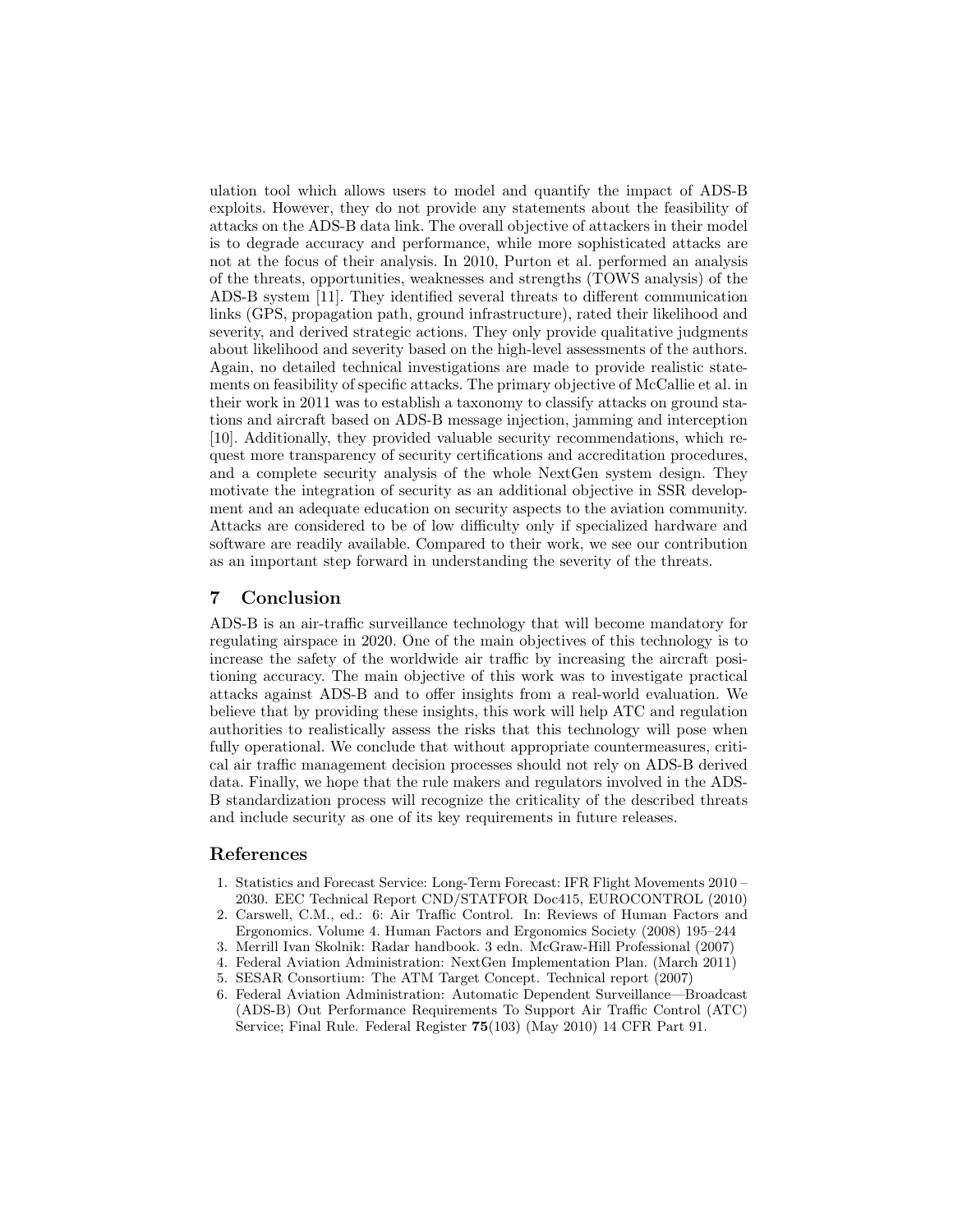ulation tool which allows users to model and quantify the impact of ADS-B exploits. However, they do not provide any statements about the feasibility of attacks on the ADS-B data link. The overall objective of attackers in their model is to degrade accuracy and performance, while more sophisticated attacks are not at the focus of their analysis. In 2010, Purton et al. performed an analysis of the threats, opportunities, weaknesses and strengths (TOWS analysis) of the ADS-B system [11]. They identified several threats to different communication links (GPS, propagation path, ground infrastructure), rated their likelihood and severity, and derived strategic actions. They only provide qualitative judgments about likelihood and severity based on the high-level assessments of the authors. Again, no detailed technical investigations are made to provide realistic statements on feasibility of specific attacks. The primary objective of McCallie et al. in their work in 2011 was to establish a taxonomy to classify attacks on ground stations and aircraft based on ADS-B message injection, jamming and interception [10]. Additionally, they provided valuable security recommendations, which request more transparency of security certifications and accreditation procedures, and a complete security analysis of the whole NextGen system design. They motivate the integration of security as an additional objective in SSR development and an adequate education on security aspects to the aviation community. Attacks are considered to be of low difficulty only if specialized hardware and software are readily available. Compared to their work, we see our contribution as an important step forward in understanding the severity of the threats.

## 7 Conclusion

ADS-B is an air-traffic surveillance technology that will become mandatory for regulating airspace in 2020. One of the main objectives of this technology is to increase the safety of the worldwide air traffic by increasing the aircraft positioning accuracy. The main objective of this work was to investigate practical attacks against ADS-B and to offer insights from a real-world evaluation. We believe that by providing these insights, this work will help ATC and regulation authorities to realistically assess the risks that this technology will pose when fully operational. We conclude that without appropriate countermeasures, critical air traffic management decision processes should not rely on ADS-B derived data. Finally, we hope that the rule makers and regulators involved in the ADS-B standardization process will recognize the criticality of the described threats and include security as one of its key requirements in future releases.

## References

1. Statistics and Forecast Service: Long-Term Forecast: IFR Flight Movements 2010 – 2030. EEC Technical Report CND/STATFOR Doc415, EUROCONTROL (2010)
2. Carswell, C.M., ed.: 6: Air Traffic Control. In: Reviews of Human Factors and Ergonomics. Volume 4. Human Factors and Ergonomics Society (2008) 195–244
3. Merrill Ivan Skolnik: Radar handbook. 3 edn. McGraw-Hill Professional (2007)
4. Federal Aviation Administration: NextGen Implementation Plan. (March 2011)
5. SESAR Consortium: The ATM Target Concept. Technical report (2007)
6. Federal Aviation Administration: Automatic Dependent Surveillance—Broadcast (ADS-B) Out Performance Requirements To Support Air Traffic Control (ATC) Service; Final Rule. Federal Register **75**(103) (May 2010) 14 CFR Part 91.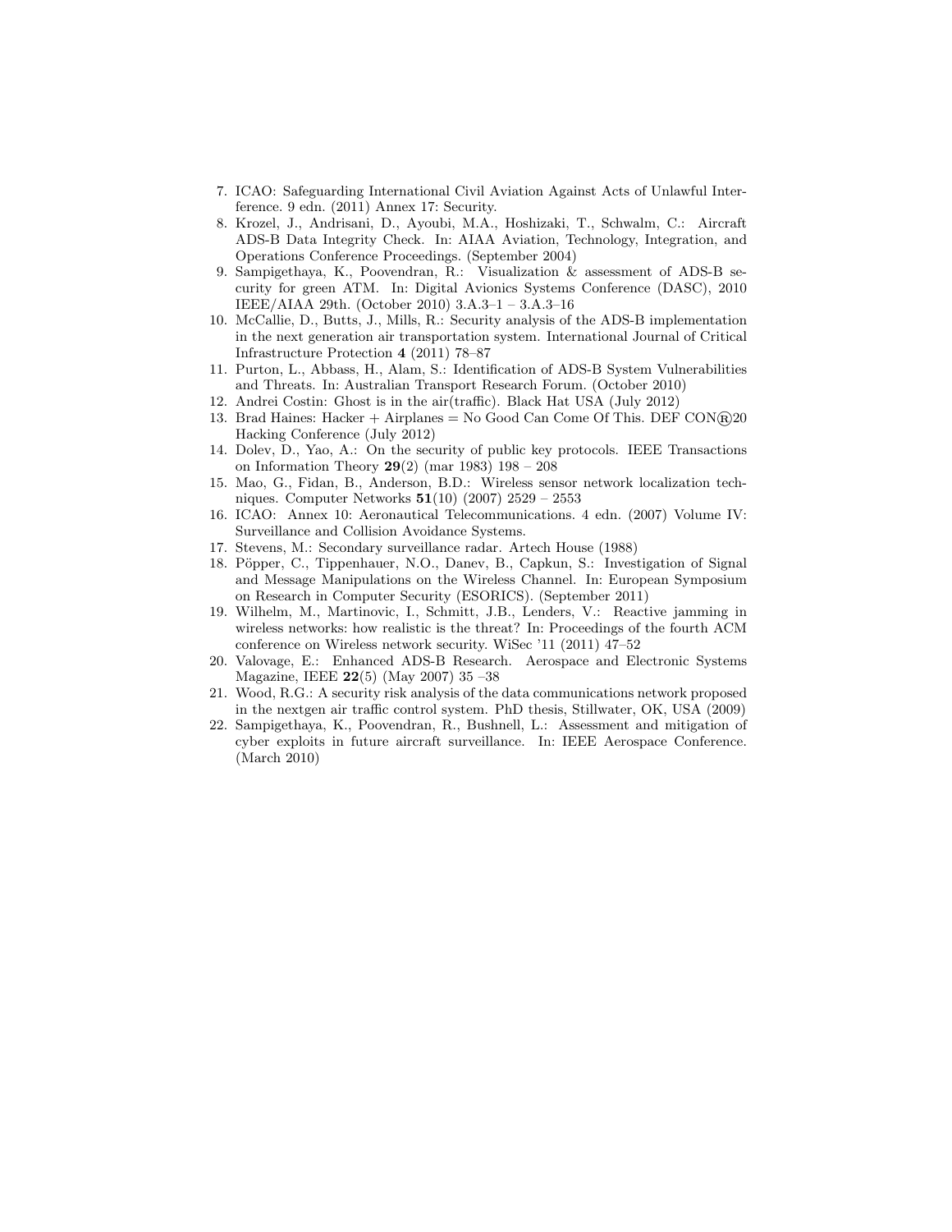7. ICAO: Safeguarding International Civil Aviation Against Acts of Unlawful Interference. 9 edn. (2011) Annex 17: Security.
8. Krozel, J., Andrisani, D., Ayoubi, M.A., Hoshizaki, T., Schwalm, C.: Aircraft ADS-B Data Integrity Check. In: AIAA Aviation, Technology, Integration, and Operations Conference Proceedings. (September 2004)
9. Sampigethaya, K., Poovendran, R.: Visualization & assessment of ADS-B security for green ATM. In: Digital Avionics Systems Conference (DASC), 2010 IEEE/AIAA 29th. (October 2010) 3.A.3–1 – 3.A.3–16
10. McCallie, D., Butts, J., Mills, R.: Security analysis of the ADS-B implementation in the next generation air transportation system. International Journal of Critical Infrastructure Protection **4** (2011) 78–87
11. Purton, L., Abbass, H., Alam, S.: Identification of ADS-B System Vulnerabilities and Threats. In: Australian Transport Research Forum. (October 2010)
12. Andrei Costin: Ghost is in the air(traffic). Black Hat USA (July 2012)
13. Brad Haines: Hacker + Airplanes = No Good Can Come Of This. DEF CON®20 Hacking Conference (July 2012)
14. Dolev, D., Yao, A.: On the security of public key protocols. IEEE Transactions on Information Theory **29**(2) (mar 1983) 198 – 208
15. Mao, G., Fidan, B., Anderson, B.D.: Wireless sensor network localization techniques. Computer Networks **51**(10) (2007) 2529 – 2553
16. ICAO: Annex 10: Aeronautical Telecommunications. 4 edn. (2007) Volume IV: Surveillance and Collision Avoidance Systems.
17. Stevens, M.: Secondary surveillance radar. Artech House (1988)
18. Pöpper, C., Tippenhauer, N.O., Danev, B., Capkun, S.: Investigation of Signal and Message Manipulations on the Wireless Channel. In: European Symposium on Research in Computer Security (ESORICS). (September 2011)
19. Wilhelm, M., Martinovic, I., Schmitt, J.B., Lenders, V.: Reactive jamming in wireless networks: how realistic is the threat? In: Proceedings of the fourth ACM conference on Wireless network security. WiSec '11 (2011) 47–52
20. Valovage, E.: Enhanced ADS-B Research. Aerospace and Electronic Systems Magazine, IEEE **22**(5) (May 2007) 35 –38
21. Wood, R.G.: A security risk analysis of the data communications network proposed in the nextgen air traffic control system. PhD thesis, Stillwater, OK, USA (2009)
22. Sampigethaya, K., Poovendran, R., Bushnell, L.: Assessment and mitigation of cyber exploits in future aircraft surveillance. In: IEEE Aerospace Conference. (March 2010)